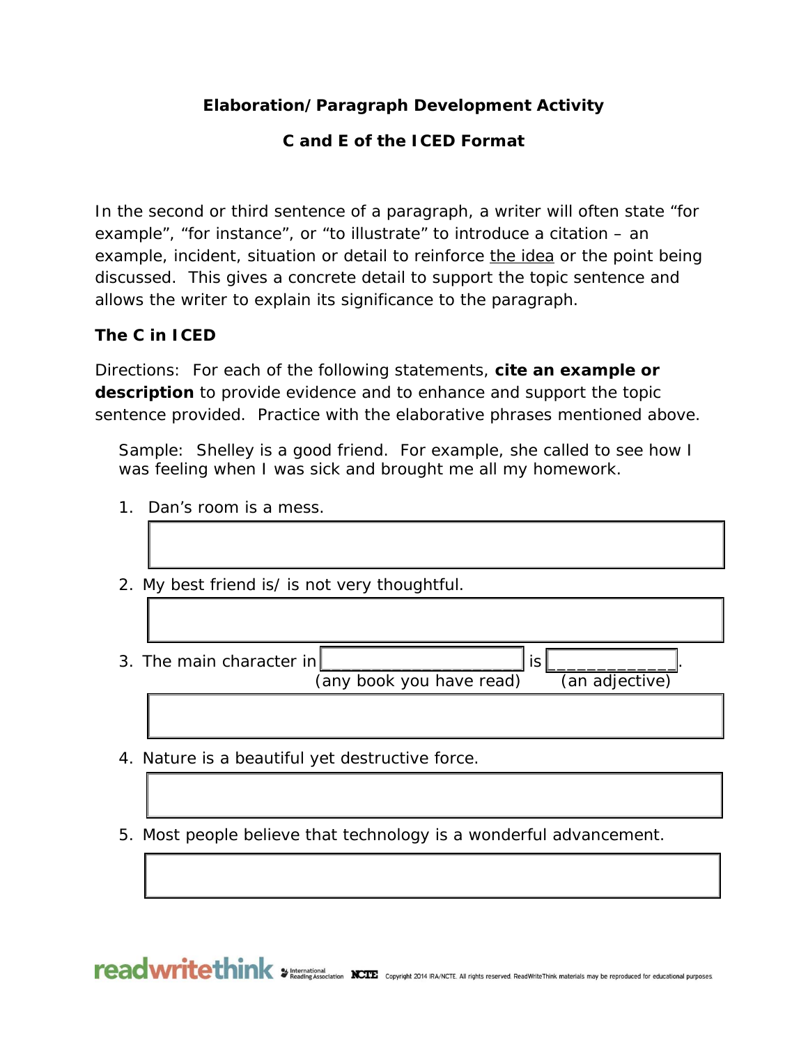## Elaboration/Paragraph Development Activity

## C and E of the ICED Format

In the second or third sentence of a paragraph, a writer will often state “for example”, “for instance”, or “to illustrate” to introduce a citation – an example, incident, situation or detail to reinforce <u>the idea</u> or the point being discussed. This gives a concrete detail to support the topic sentence and allows the writer to explain its significance to the paragraph.

### The C in ICED

Directions: For each of the following statements, **cite an example or description** to provide evidence and to enhance and support the topic sentence provided. Practice with the elaborative phrases mentioned above.

> Sample: Shelley is a good friend. For example, she called to see how I was feeling when I was sick and brought me all my homework.

1. Dan’s room is a mess.

2. My best friend is/ is not very thoughtful.

3. The main character in ______________________ is ____________.
   (any book you have read) (an adjective)

4. Nature is a beautiful yet destructive force.

5. Most people believe that technology is a wonderful advancement.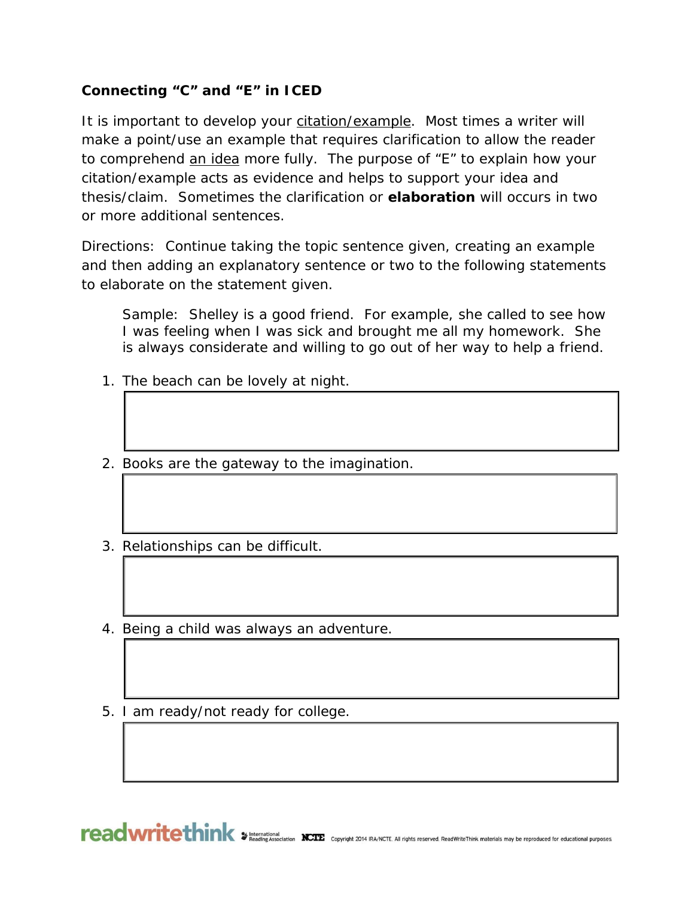**Connecting "C" and "E" in ICED**

It is important to develop your <u>citation/example</u>. Most times a writer will make a point/use an example that requires clarification to allow the reader to comprehend <u>an idea</u> more fully. The purpose of "E" to explain how your citation/example acts as evidence and helps to support your idea and thesis/claim. Sometimes the clarification or **elaboration** will occurs in two or more additional sentences.

Directions: Continue taking the topic sentence given, creating an example and then adding an explanatory sentence or two to the following statements to elaborate on the statement given.

> Sample: Shelley is a good friend. For example, she called to see how I was feeling when I was sick and brought me all my homework. She is always considerate and willing to go out of her way to help a friend.

1. The beach can be lovely at night.

2. Books are the gateway to the imagination.

3. Relationships can be difficult.

4. Being a child was always an adventure.

5. I am ready/not ready for college.